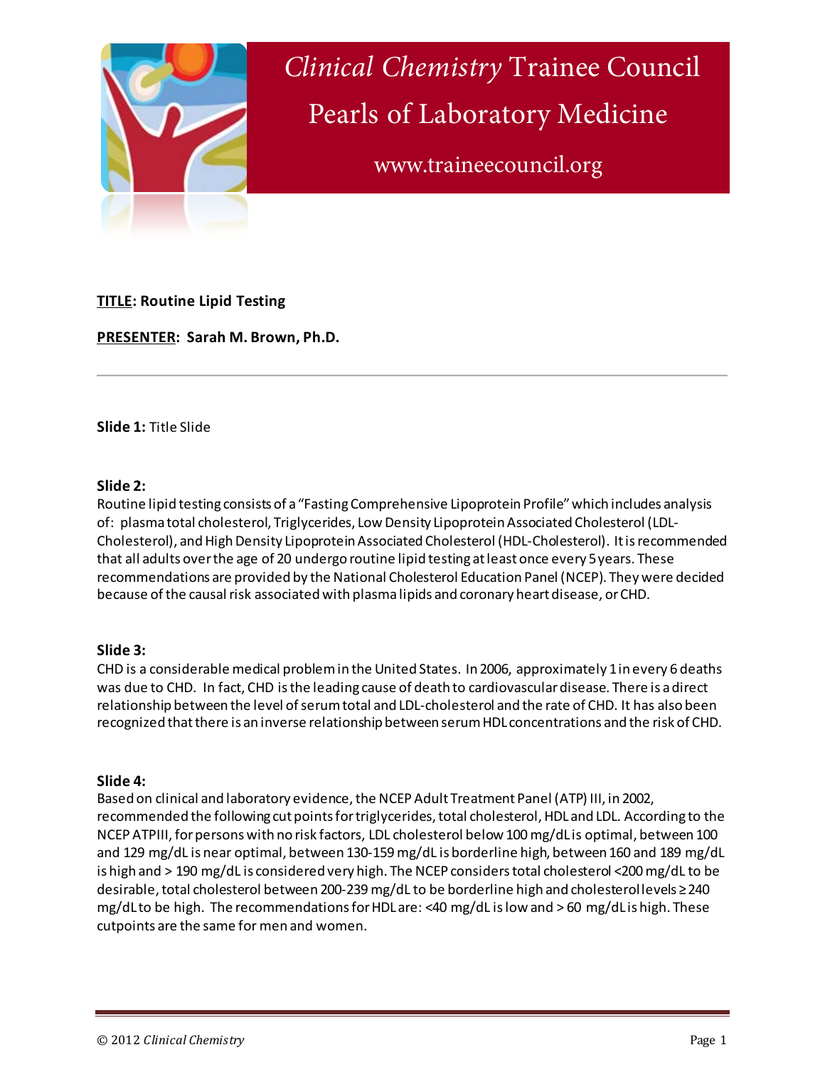# *Clinical Chemistry* Trainee Council

## Pearls of Laboratory Medicine

www.traineecouncil.org

**TITLE: Routine Lipid Testing**

**PRESENTER: Sarah M. Brown, Ph.D.**

---

**Slide 1:** Title Slide

**Slide 2:**
Routine lipid testing consists of a "Fasting Comprehensive Lipoprotein Profile" which includes analysis of: plasma total cholesterol, Triglycerides, Low Density Lipoprotein Associated Cholesterol (LDL-Cholesterol), and High Density Lipoprotein Associated Cholesterol (HDL-Cholesterol). It is recommended that all adults over the age of 20 undergo routine lipid testing at least once every 5 years. These recommendations are provided by the National Cholesterol Education Panel (NCEP). They were decided because of the causal risk associated with plasma lipids and coronary heart disease, or CHD.

**Slide 3:**
CHD is a considerable medical problem in the United States. In 2006, approximately 1 in every 6 deaths was due to CHD. In fact, CHD is the leading cause of death to cardiovascular disease. There is a direct relationship between the level of serum total and LDL-cholesterol and the rate of CHD. It has also been recognized that there is an inverse relationship between serum HDL concentrations and the risk of CHD.

**Slide 4:**
Based on clinical and laboratory evidence, the NCEP Adult Treatment Panel (ATP) III, in 2002, recommended the following cut points for triglycerides, total cholesterol, HDL and LDL. According to the NCEP ATPIII, for persons with no risk factors, LDL cholesterol below 100 mg/dL is optimal, between 100 and 129 mg/dL is near optimal, between 130-159 mg/dL is borderline high, between 160 and 189 mg/dL is high and > 190 mg/dL is considered very high. The NCEP considers total cholesterol <200 mg/dL to be desirable, total cholesterol between 200-239 mg/dL to be borderline high and cholesterol levels ≥ 240 mg/dL to be high. The recommendations for HDL are: <40 mg/dL is low and > 60 mg/dL is high. These cutpoints are the same for men and women.

© 2012 *Clinical Chemistry*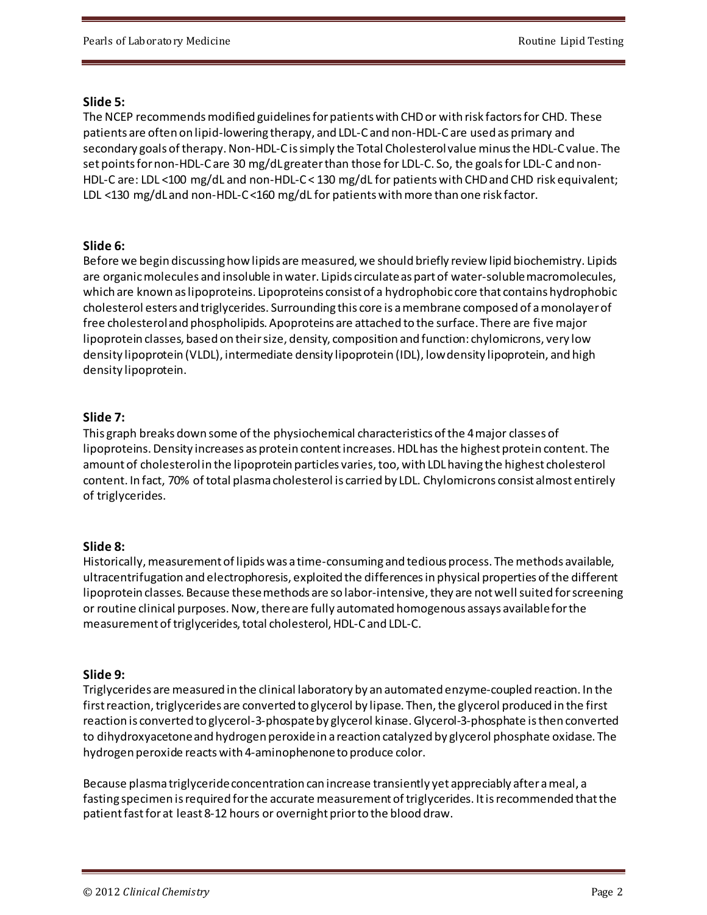**Slide 5:**

The NCEP recommends modified guidelines for patients with CHD or with risk factors for CHD. These patients are often on lipid-lowering therapy, and LDL-C and non-HDL-C are used as primary and secondary goals of therapy. Non-HDL-C is simply the Total Cholesterol value minus the HDL-C value. The set points for non-HDL-C are 30 mg/dL greater than those for LDL-C. So, the goals for LDL-C and non-HDL-C are: LDL <100 mg/dL and non-HDL-C < 130 mg/dL for patients with CHD and CHD risk equivalent; LDL <130 mg/dL and non-HDL-C <160 mg/dL for patients with more than one risk factor.

**Slide 6:**

Before we begin discussing how lipids are measured, we should briefly review lipid biochemistry. Lipids are organic molecules and insoluble in water. Lipids circulate as part of water-soluble macromolecules, which are known as lipoproteins. Lipoproteins consist of a hydrophobic core that contains hydrophobic cholesterol esters and triglycerides. Surrounding this core is a membrane composed of a monolayer of free cholesterol and phospholipids. Apoproteins are attached to the surface. There are five major lipoprotein classes, based on their size, density, composition and function: chylomicrons, very low density lipoprotein (VLDL), intermediate density lipoprotein (IDL), low density lipoprotein, and high density lipoprotein.

**Slide 7:**

This graph breaks down some of the physiochemical characteristics of the 4 major classes of lipoproteins. Density increases as protein content increases. HDL has the highest protein content. The amount of cholesterol in the lipoprotein particles varies, too, with LDL having the highest cholesterol content. In fact, 70% of total plasma cholesterol is carried by LDL. Chylomicrons consist almost entirely of triglycerides.

**Slide 8:**

Historically, measurement of lipids was a time-consuming and tedious process. The methods available, ultracentrifugation and electrophoresis, exploited the differences in physical properties of the different lipoprotein classes. Because these methods are so labor-intensive, they are not well suited for screening or routine clinical purposes. Now, there are fully automated homogenous assays available for the measurement of triglycerides, total cholesterol, HDL-C and LDL-C.

**Slide 9:**

Triglycerides are measured in the clinical laboratory by an automated enzyme-coupled reaction. In the first reaction, triglycerides are converted to glycerol by lipase. Then, the glycerol produced in the first reaction is converted to glycerol-3-phospate by glycerol kinase. Glycerol-3-phosphate is then converted to dihydroxyacetone and hydrogen peroxide in a reaction catalyzed by glycerol phosphate oxidase. The hydrogen peroxide reacts with 4-aminophenone to produce color.

Because plasma triglyceride concentration can increase transiently yet appreciably after a meal, a fasting specimen is required for the accurate measurement of triglycerides. It is recommended that the patient fast for at least 8-12 hours or overnight prior to the blood draw.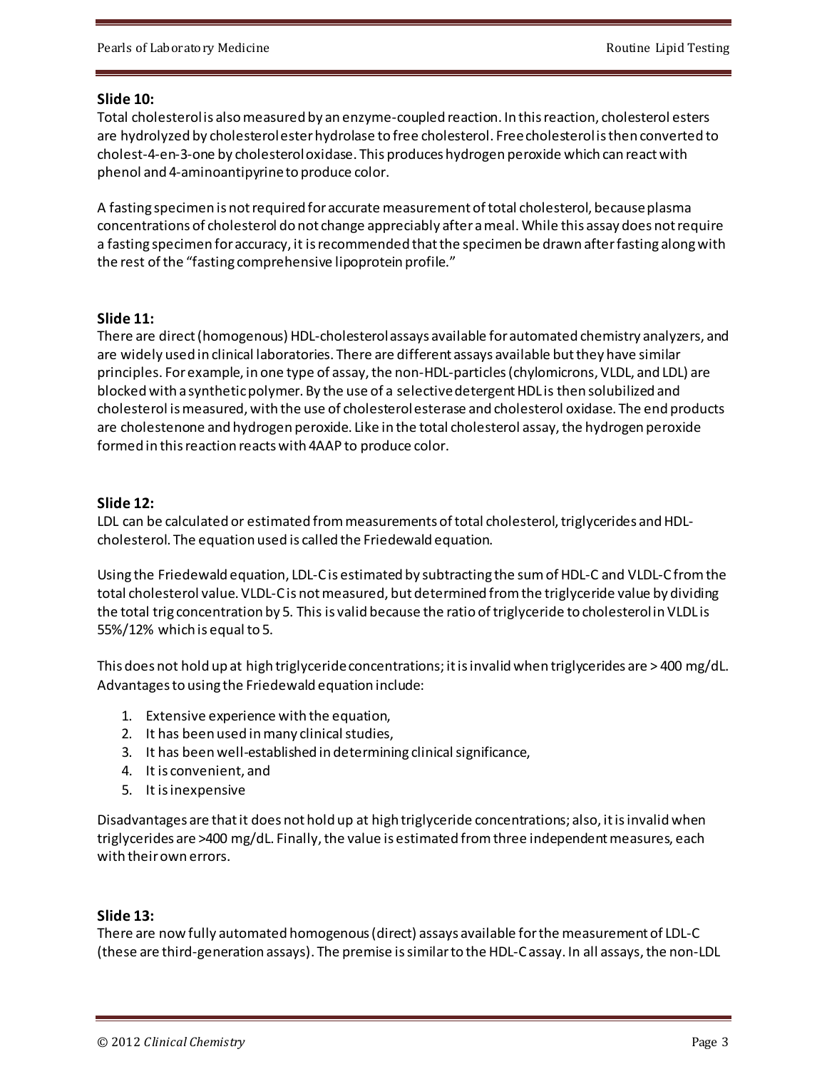**Slide 10:**
Total cholesterol is also measured by an enzyme-coupled reaction. In this reaction, cholesterol esters are hydrolyzed by cholesterol ester hydrolase to free cholesterol. Free cholesterol is then converted to cholest-4-en-3-one by cholesterol oxidase. This produces hydrogen peroxide which can react with phenol and 4-aminoantipyrine to produce color.

A fasting specimen is not required for accurate measurement of total cholesterol, because plasma concentrations of cholesterol do not change appreciably after a meal. While this assay does not require a fasting specimen for accuracy, it is recommended that the specimen be drawn after fasting along with the rest of the "fasting comprehensive lipoprotein profile."

**Slide 11:**
There are direct (homogenous) HDL-cholesterol assays available for automated chemistry analyzers, and are widely used in clinical laboratories. There are different assays available but they have similar principles. For example, in one type of assay, the non-HDL-particles (chylomicrons, VLDL, and LDL) are blocked with a synthetic polymer. By the use of a selective detergent HDL is then solubilized and cholesterol is measured, with the use of cholesterol esterase and cholesterol oxidase. The end products are cholestenone and hydrogen peroxide. Like in the total cholesterol assay, the hydrogen peroxide formed in this reaction reacts with 4AAP to produce color.

**Slide 12:**
LDL can be calculated or estimated from measurements of total cholesterol, triglycerides and HDL-cholesterol. The equation used is called the Friedewald equation.

Using the Friedewald equation, LDL-C is estimated by subtracting the sum of HDL-C and VLDL-C from the total cholesterol value. VLDL-C is not measured, but determined from the triglyceride value by dividing the total trig concentration by 5. This is valid because the ratio of triglyceride to cholesterol in VLDL is 55%/12% which is equal to 5.

This does not hold up at high triglyceride concentrations; it is invalid when triglycerides are > 400 mg/dL. Advantages to using the Friedewald equation include:

1. Extensive experience with the equation,
2. It has been used in many clinical studies,
3. It has been well-established in determining clinical significance,
4. It is convenient, and
5. It is inexpensive

Disadvantages are that it does not hold up at high triglyceride concentrations; also, it is invalid when triglycerides are >400 mg/dL. Finally, the value is estimated from three independent measures, each with their own errors.

**Slide 13:**
There are now fully automated homogenous (direct) assays available for the measurement of LDL-C (these are third-generation assays). The premise is similar to the HDL-C assay. In all assays, the non-LDL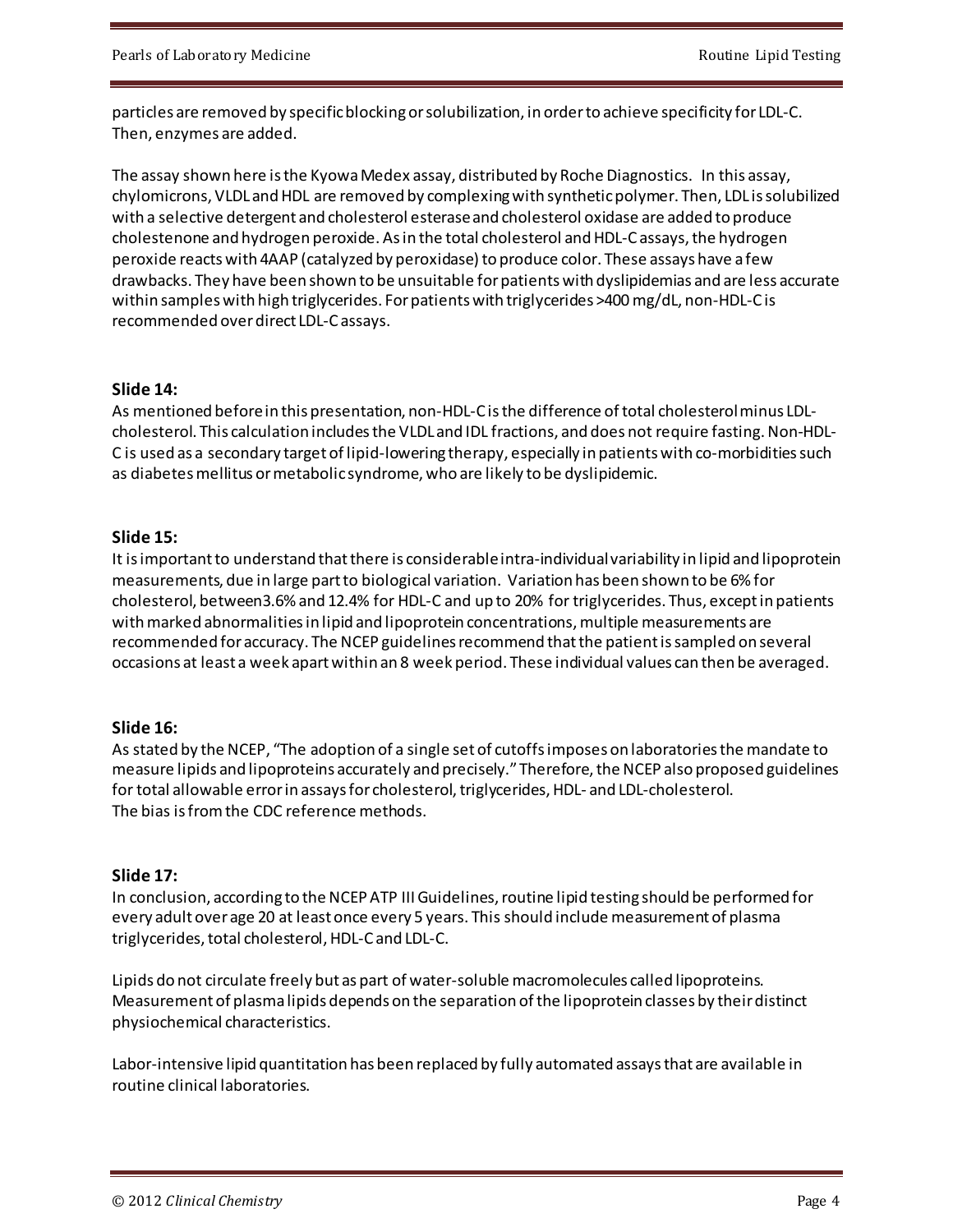particles are removed by specific blocking or solubilization, in order to achieve specificity for LDL-C. Then, enzymes are added.

The assay shown here is the Kyowa Medex assay, distributed by Roche Diagnostics. In this assay, chylomicrons, VLDL and HDL are removed by complexing with synthetic polymer. Then, LDL is solubilized with a selective detergent and cholesterol esterase and cholesterol oxidase are added to produce cholestenone and hydrogen peroxide. As in the total cholesterol and HDL-C assays, the hydrogen peroxide reacts with 4AAP (catalyzed by peroxidase) to produce color. These assays have a few drawbacks. They have been shown to be unsuitable for patients with dyslipidemias and are less accurate within samples with high triglycerides. For patients with triglycerides >400 mg/dL, non-HDL-C is recommended over direct LDL-C assays.

**Slide 14:**
As mentioned before in this presentation, non-HDL-C is the difference of total cholesterol minus LDL-cholesterol. This calculation includes the VLDL and IDL fractions, and does not require fasting. Non-HDL-C is used as a secondary target of lipid-lowering therapy, especially in patients with co-morbidities such as diabetes mellitus or metabolic syndrome, who are likely to be dyslipidemic.

**Slide 15:**
It is important to understand that there is considerable intra-individual variability in lipid and lipoprotein measurements, due in large part to biological variation. Variation has been shown to be 6% for cholesterol, between3.6% and 12.4% for HDL-C and up to 20% for triglycerides. Thus, except in patients with marked abnormalities in lipid and lipoprotein concentrations, multiple measurements are recommended for accuracy. The NCEP guidelines recommend that the patient is sampled on several occasions at least a week apart within an 8 week period. These individual values can then be averaged.

**Slide 16:**
As stated by the NCEP, "The adoption of a single set of cutoffs imposes on laboratories the mandate to measure lipids and lipoproteins accurately and precisely." Therefore, the NCEP also proposed guidelines for total allowable error in assays for cholesterol, triglycerides, HDL- and LDL-cholesterol. The bias is from the CDC reference methods.

**Slide 17:**
In conclusion, according to the NCEP ATP III Guidelines, routine lipid testing should be performed for every adult over age 20 at least once every 5 years. This should include measurement of plasma triglycerides, total cholesterol, HDL-C and LDL-C.

Lipids do not circulate freely but as part of water-soluble macromolecules called lipoproteins. Measurement of plasma lipids depends on the separation of the lipoprotein classes by their distinct physiochemical characteristics.

Labor-intensive lipid quantitation has been replaced by fully automated assays that are available in routine clinical laboratories.